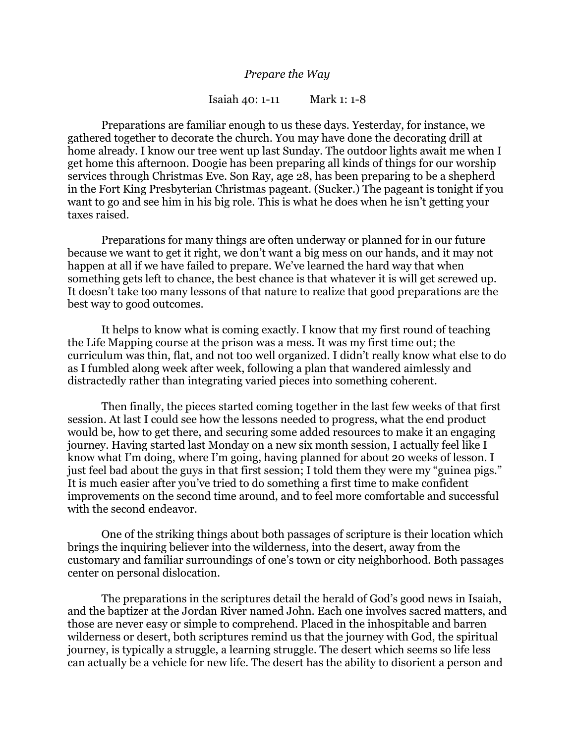*Prepare the Way*

Isaiah 40: 1-11          Mark 1: 1-8

Preparations are familiar enough to us these days. Yesterday, for instance, we gathered together to decorate the church. You may have done the decorating drill at home already. I know our tree went up last Sunday. The outdoor lights await me when I get home this afternoon. Doogie has been preparing all kinds of things for our worship services through Christmas Eve. Son Ray, age 28, has been preparing to be a shepherd in the Fort King Presbyterian Christmas pageant. (Sucker.) The pageant is tonight if you want to go and see him in his big role. This is what he does when he isn't getting your taxes raised.

Preparations for many things are often underway or planned for in our future because we want to get it right, we don't want a big mess on our hands, and it may not happen at all if we have failed to prepare. We've learned the hard way that when something gets left to chance, the best chance is that whatever it is will get screwed up. It doesn't take too many lessons of that nature to realize that good preparations are the best way to good outcomes.

It helps to know what is coming exactly. I know that my first round of teaching the Life Mapping course at the prison was a mess. It was my first time out; the curriculum was thin, flat, and not too well organized. I didn't really know what else to do as I fumbled along week after week, following a plan that wandered aimlessly and distractedly rather than integrating varied pieces into something coherent.

Then finally, the pieces started coming together in the last few weeks of that first session. At last I could see how the lessons needed to progress, what the end product would be, how to get there, and securing some added resources to make it an engaging journey. Having started last Monday on a new six month session, I actually feel like I know what I'm doing, where I'm going, having planned for about 20 weeks of lesson. I just feel bad about the guys in that first session; I told them they were my "guinea pigs." It is much easier after you've tried to do something a first time to make confident improvements on the second time around, and to feel more comfortable and successful with the second endeavor.

One of the striking things about both passages of scripture is their location which brings the inquiring believer into the wilderness, into the desert, away from the customary and familiar surroundings of one's town or city neighborhood. Both passages center on personal dislocation.

The preparations in the scriptures detail the herald of God's good news in Isaiah, and the baptizer at the Jordan River named John. Each one involves sacred matters, and those are never easy or simple to comprehend. Placed in the inhospitable and barren wilderness or desert, both scriptures remind us that the journey with God, the spiritual journey, is typically a struggle, a learning struggle. The desert which seems so life less can actually be a vehicle for new life. The desert has the ability to disorient a person and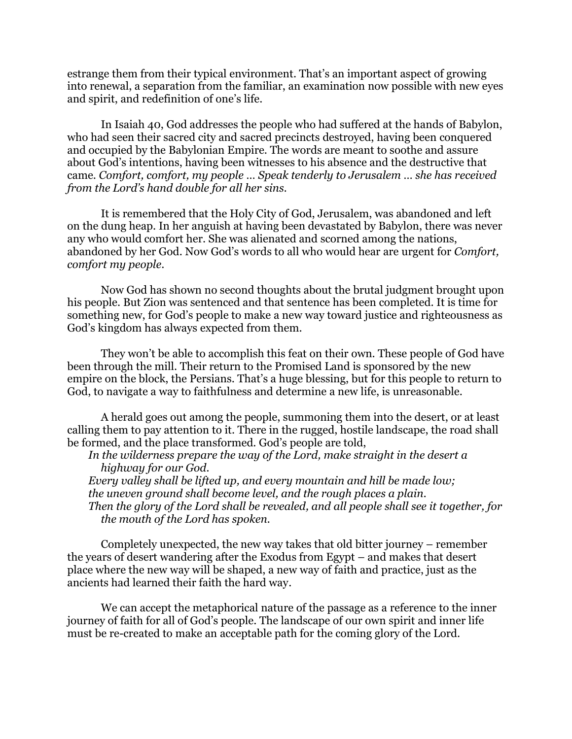estrange them from their typical environment. That's an important aspect of growing into renewal, a separation from the familiar, an examination now possible with new eyes and spirit, and redefinition of one's life.

In Isaiah 40, God addresses the people who had suffered at the hands of Babylon, who had seen their sacred city and sacred precincts destroyed, having been conquered and occupied by the Babylonian Empire. The words are meant to soothe and assure about God's intentions, having been witnesses to his absence and the destructive that came. *Comfort, comfort, my people … Speak tenderly to Jerusalem … she has received from the Lord's hand double for all her sins.*

It is remembered that the Holy City of God, Jerusalem, was abandoned and left on the dung heap. In her anguish at having been devastated by Babylon, there was never any who would comfort her. She was alienated and scorned among the nations, abandoned by her God. Now God's words to all who would hear are urgent for *Comfort, comfort my people*.

Now God has shown no second thoughts about the brutal judgment brought upon his people. But Zion was sentenced and that sentence has been completed. It is time for something new, for God's people to make a new way toward justice and righteousness as God's kingdom has always expected from them.

They won't be able to accomplish this feat on their own. These people of God have been through the mill. Their return to the Promised Land is sponsored by the new empire on the block, the Persians. That's a huge blessing, but for this people to return to God, to navigate a way to faithfulness and determine a new life, is unreasonable.

A herald goes out among the people, summoning them into the desert, or at least calling them to pay attention to it. There in the rugged, hostile landscape, the road shall be formed, and the place transformed. God's people are told,

> *In the wilderness prepare the way of the Lord, make straight in the desert a highway for our God.*
> *Every valley shall be lifted up, and every mountain and hill be made low;*
> *the uneven ground shall become level, and the rough places a plain.*
> *Then the glory of the Lord shall be revealed, and all people shall see it together, for the mouth of the Lord has spoken.*

Completely unexpected, the new way takes that old bitter journey – remember the years of desert wandering after the Exodus from Egypt – and makes that desert place where the new way will be shaped, a new way of faith and practice, just as the ancients had learned their faith the hard way.

We can accept the metaphorical nature of the passage as a reference to the inner journey of faith for all of God's people. The landscape of our own spirit and inner life must be re-created to make an acceptable path for the coming glory of the Lord.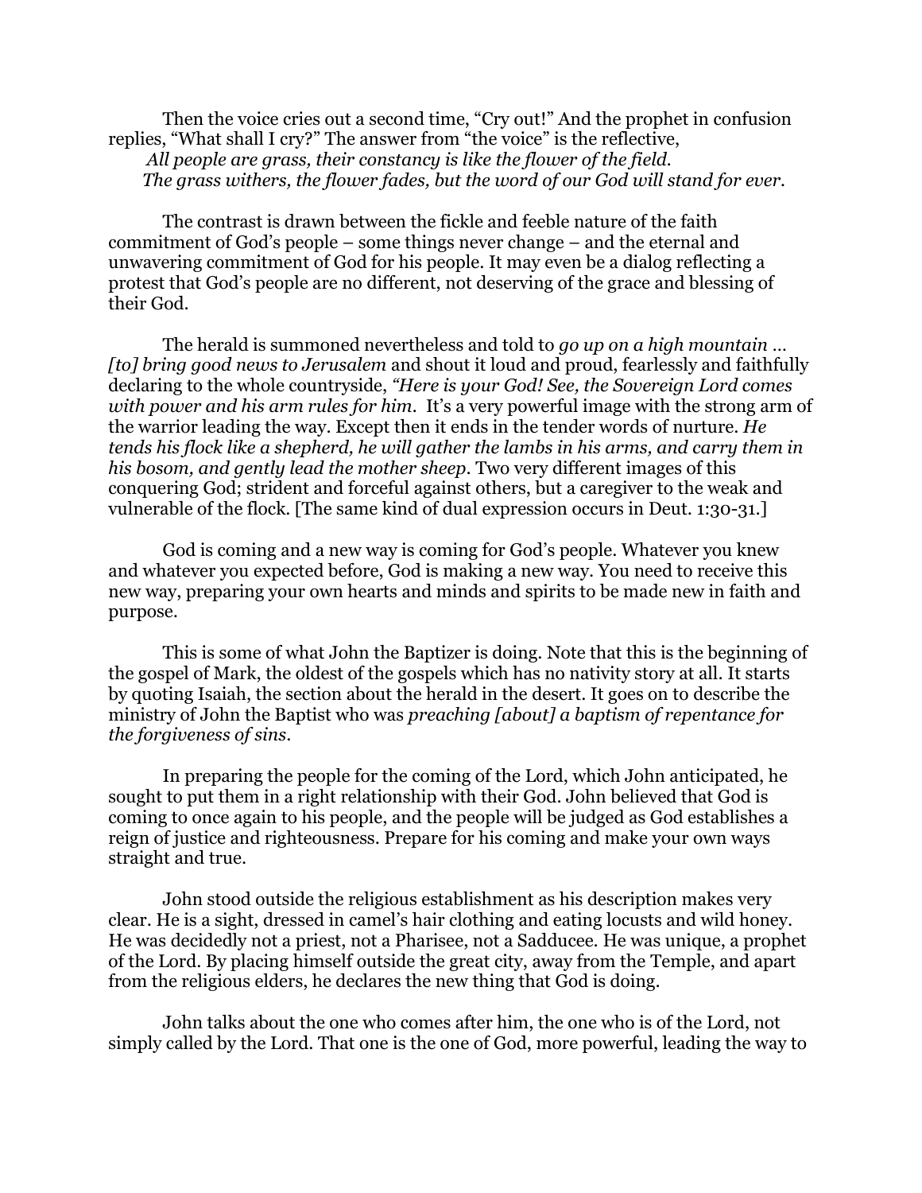Then the voice cries out a second time, “Cry out!” And the prophet in confusion replies, “What shall I cry?” The answer from “the voice” is the reflective,

*All people are grass, their constancy is like the flower of the field.*
*The grass withers, the flower fades, but the word of our God will stand for ever.*

The contrast is drawn between the fickle and feeble nature of the faith commitment of God’s people – some things never change – and the eternal and unwavering commitment of God for his people. It may even be a dialog reflecting a protest that God’s people are no different, not deserving of the grace and blessing of their God.

The herald is summoned nevertheless and told to *go up on a high mountain … [to] bring good news to Jerusalem* and shout it loud and proud, fearlessly and faithfully declaring to the whole countryside, *“Here is your God! See, the Sovereign Lord comes with power and his arm rules for him.* It’s a very powerful image with the strong arm of the warrior leading the way. Except then it ends in the tender words of nurture. *He tends his flock like a shepherd, he will gather the lambs in his arms, and carry them in his bosom, and gently lead the mother sheep*. Two very different images of this conquering God; strident and forceful against others, but a caregiver to the weak and vulnerable of the flock. [The same kind of dual expression occurs in Deut. 1:30-31.]

God is coming and a new way is coming for God’s people. Whatever you knew and whatever you expected before, God is making a new way. You need to receive this new way, preparing your own hearts and minds and spirits to be made new in faith and purpose.

This is some of what John the Baptizer is doing. Note that this is the beginning of the gospel of Mark, the oldest of the gospels which has no nativity story at all. It starts by quoting Isaiah, the section about the herald in the desert. It goes on to describe the ministry of John the Baptist who was *preaching [about] a baptism of repentance for the forgiveness of sins*.

In preparing the people for the coming of the Lord, which John anticipated, he sought to put them in a right relationship with their God. John believed that God is coming to once again to his people, and the people will be judged as God establishes a reign of justice and righteousness. Prepare for his coming and make your own ways straight and true.

John stood outside the religious establishment as his description makes very clear. He is a sight, dressed in camel’s hair clothing and eating locusts and wild honey. He was decidedly not a priest, not a Pharisee, not a Sadducee. He was unique, a prophet of the Lord. By placing himself outside the great city, away from the Temple, and apart from the religious elders, he declares the new thing that God is doing.

John talks about the one who comes after him, the one who is of the Lord, not simply called by the Lord. That one is the one of God, more powerful, leading the way to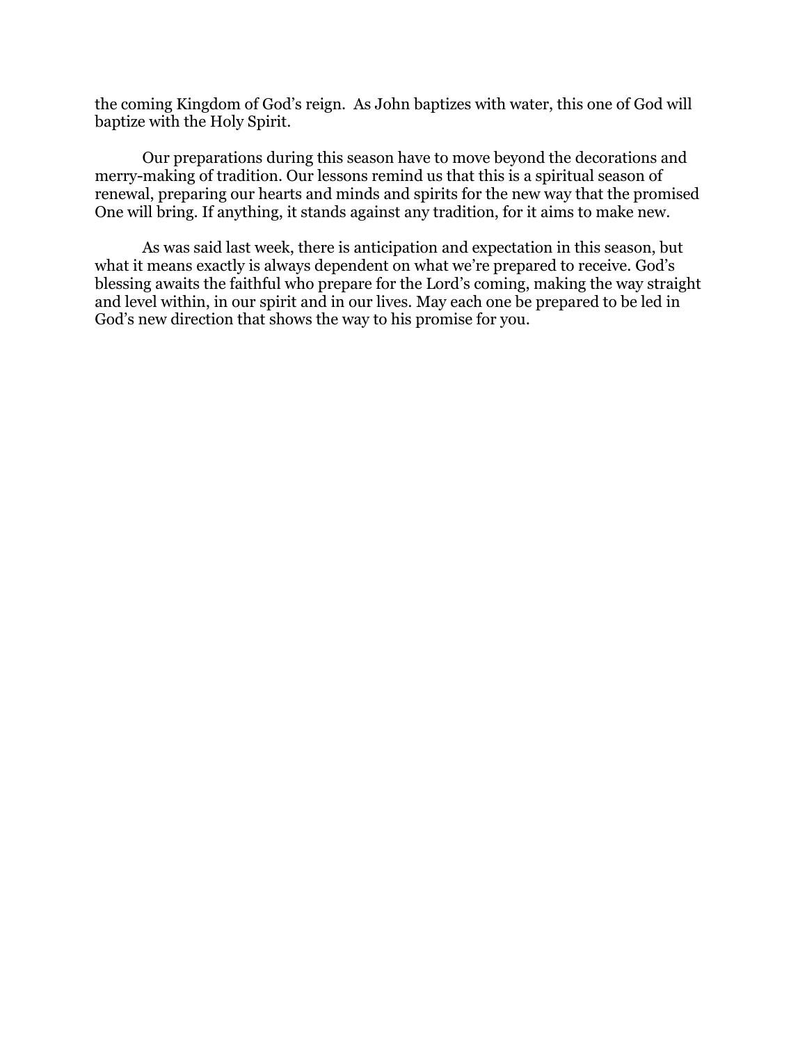the coming Kingdom of God's reign. As John baptizes with water, this one of God will baptize with the Holy Spirit.

Our preparations during this season have to move beyond the decorations and merry-making of tradition. Our lessons remind us that this is a spiritual season of renewal, preparing our hearts and minds and spirits for the new way that the promised One will bring. If anything, it stands against any tradition, for it aims to make new.

As was said last week, there is anticipation and expectation in this season, but what it means exactly is always dependent on what we're prepared to receive. God's blessing awaits the faithful who prepare for the Lord's coming, making the way straight and level within, in our spirit and in our lives. May each one be prepared to be led in God's new direction that shows the way to his promise for you.